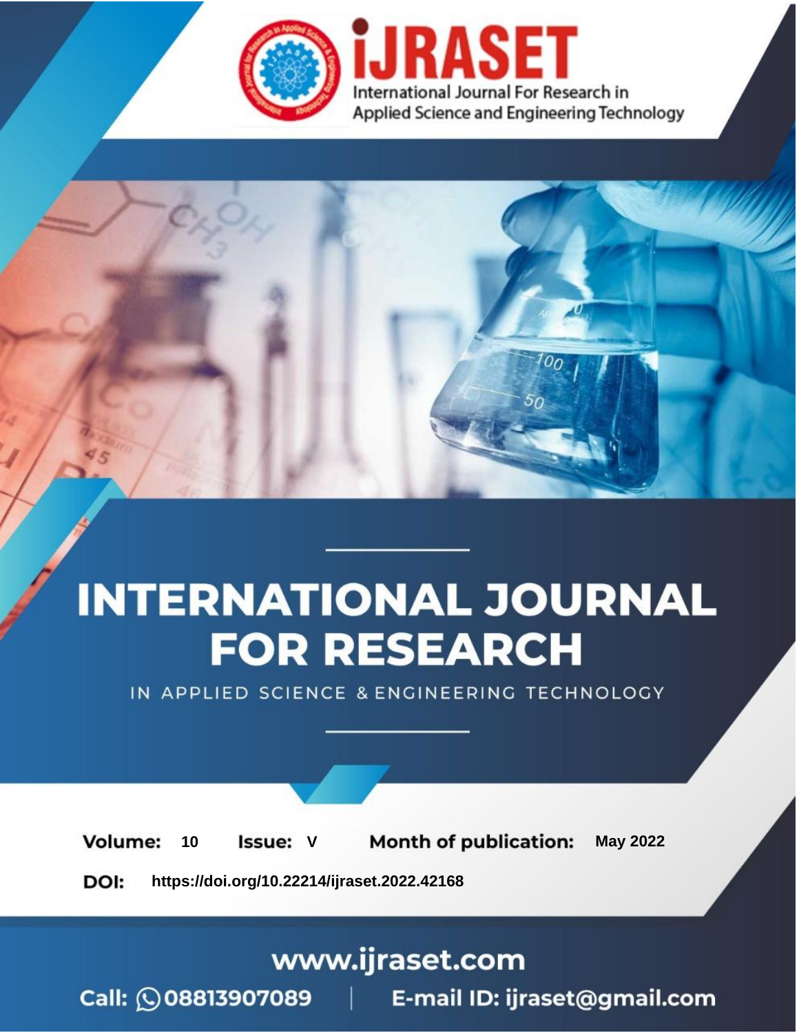iJRASET

International Journal For Research in Applied Science and Engineering Technology

# INTERNATIONAL JOURNAL FOR RESEARCH

IN APPLIED SCIENCE & ENGINEERING TECHNOLOGY

**Volume:** 10 **Issue:** V **Month of publication:** May 2022

**DOI:** https://doi.org/10.22214/ijraset.2022.42168

www.ijraset.com

Call: 08813907089 | E-mail ID: ijraset@gmail.com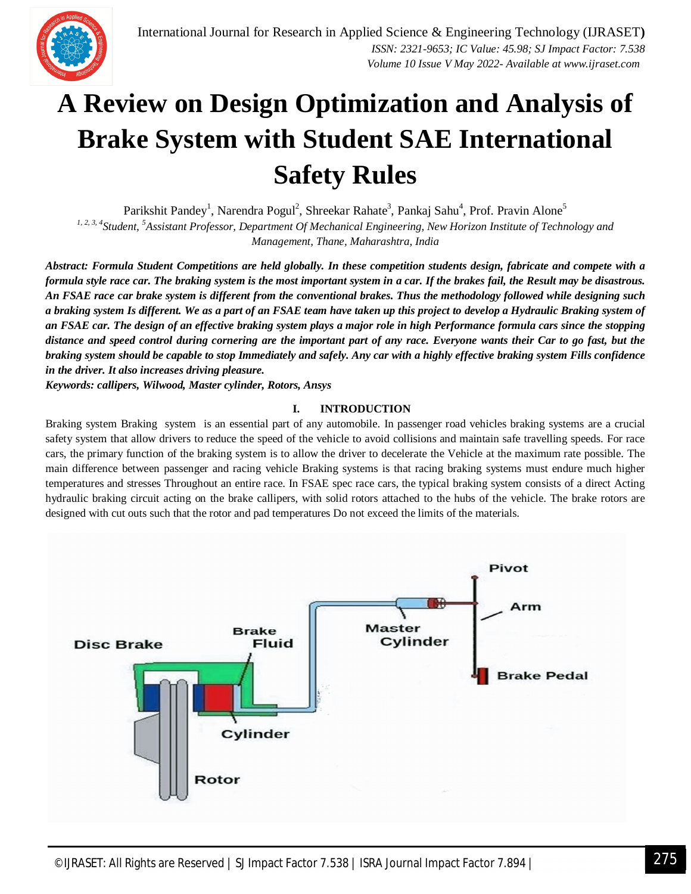# A Review on Design Optimization and Analysis of Brake System with Student SAE International Safety Rules

Parikshit Pandey[1], Narendra Pogul[2], Shreekar Rahate[3], Pankaj Sahu[4], Prof. Pravin Alone[5]

*[1, 2, 3, 4]Student, [5]Assistant Professor, Department Of Mechanical Engineering, New Horizon Institute of Technology and Management, Thane, Maharashtra, India*

***Abstract:** Formula Student Competitions are held globally. In these competition students design, fabricate and compete with a formula style race car. The braking system is the most important system in a car. If the brakes fail, the Result may be disastrous. An FSAE race car brake system is different from the conventional brakes. Thus the methodology followed while designing such a braking system Is different. We as a part of an FSAE team have taken up this project to develop a Hydraulic Braking system of an FSAE car. The design of an effective braking system plays a major role in high Performance formula cars since the stopping distance and speed control during cornering are the important part of any race. Everyone wants their Car to go fast, but the braking system should be capable to stop Immediately and safely. Any car with a highly effective braking system Fills confidence in the driver. It also increases driving pleasure.*

***Keywords:** callipers, Wilwood, Master cylinder, Rotors, Ansys*

## I. INTRODUCTION

Braking system Braking system is an essential part of any automobile. In passenger road vehicles braking systems are a crucial safety system that allow drivers to reduce the speed of the vehicle to avoid collisions and maintain safe travelling speeds. For race cars, the primary function of the braking system is to allow the driver to decelerate the Vehicle at the maximum rate possible. The main difference between passenger and racing vehicle Braking systems is that racing braking systems must endure much higher temperatures and stresses Throughout an entire race. In FSAE spec race cars, the typical braking system consists of a direct Acting hydraulic braking circuit acting on the brake callipers, with solid rotors attached to the hubs of the vehicle. The brake rotors are designed with cut outs such that the rotor and pad temperatures Do not exceed the limits of the materials.

Disc Brake | Brake Fluid | Master Cylinder | Pivot | Arm | Brake Pedal | Cylinder | Rotor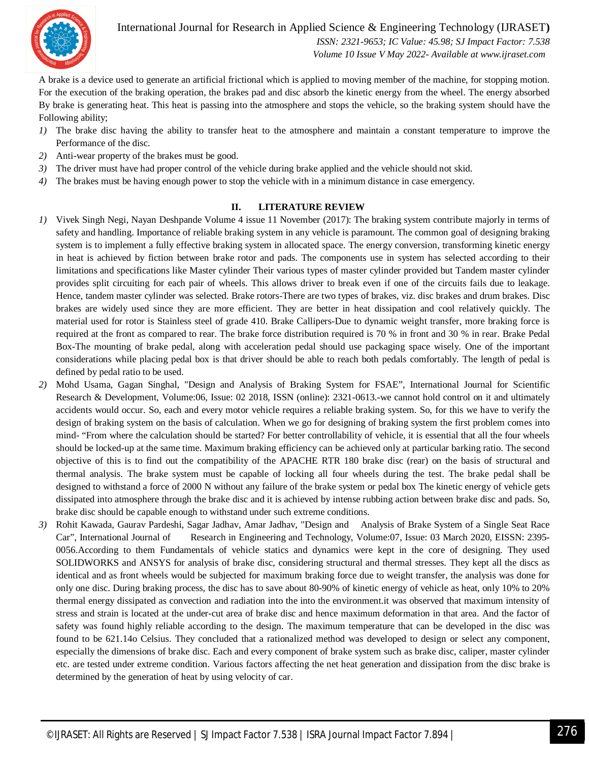A brake is a device used to generate an artificial frictional which is applied to moving member of the machine, for stopping motion. For the execution of the braking operation, the brakes pad and disc absorb the kinetic energy from the wheel. The energy absorbed By brake is generating heat. This heat is passing into the atmosphere and stops the vehicle, so the braking system should have the Following ability;

1) The brake disc having the ability to transfer heat to the atmosphere and maintain a constant temperature to improve the Performance of the disc.
2) Anti-wear property of the brakes must be good.
3) The driver must have had proper control of the vehicle during brake applied and the vehicle should not skid.
4) The brakes must be having enough power to stop the vehicle with in a minimum distance in case emergency.

## II. LITERATURE REVIEW

1) Vivek Singh Negi, Nayan Deshpande Volume 4 issue 11 November (2017): The braking system contribute majorly in terms of safety and handling. Importance of reliable braking system in any vehicle is paramount. The common goal of designing braking system is to implement a fully effective braking system in allocated space. The energy conversion, transforming kinetic energy in heat is achieved by fiction between brake rotor and pads. The components use in system has selected according to their limitations and specifications like Master cylinder Their various types of master cylinder provided but Tandem master cylinder provides split circuiting for each pair of wheels. This allows driver to break even if one of the circuits fails due to leakage. Hence, tandem master cylinder was selected. Brake rotors-There are two types of brakes, viz. disc brakes and drum brakes. Disc brakes are widely used since they are more efficient. They are better in heat dissipation and cool relatively quickly. The material used for rotor is Stainless steel of grade 410. Brake Callipers-Due to dynamic weight transfer, more braking force is required at the front as compared to rear. The brake force distribution required is 70 % in front and 30 % in rear. Brake Pedal Box-The mounting of brake pedal, along with acceleration pedal should use packaging space wisely. One of the important considerations while placing pedal box is that driver should be able to reach both pedals comfortably. The length of pedal is defined by pedal ratio to be used.
2) Mohd Usama, Gagan Singhal, "Design and Analysis of Braking System for FSAE", International Journal for Scientific Research & Development, Volume:06, Issue: 02 2018, ISSN (online): 2321-0613.-we cannot hold control on it and ultimately accidents would occur. So, each and every motor vehicle requires a reliable braking system. So, for this we have to verify the design of braking system on the basis of calculation. When we go for designing of braking system the first problem comes into mind- "From where the calculation should be started? For better controllability of vehicle, it is essential that all the four wheels should be locked-up at the same time. Maximum braking efficiency can be achieved only at particular barking ratio. The second objective of this is to find out the compatibility of the APACHE RTR 180 brake disc (rear) on the basis of structural and thermal analysis. The brake system must be capable of locking all four wheels during the test. The brake pedal shall be designed to withstand a force of 2000 N without any failure of the brake system or pedal box The kinetic energy of vehicle gets dissipated into atmosphere through the brake disc and it is achieved by intense rubbing action between brake disc and pads. So, brake disc should be capable enough to withstand under such extreme conditions.
3) Rohit Kawada, Gaurav Pardeshi, Sagar Jadhav, Amar Jadhav, "Design and Analysis of Brake System of a Single Seat Race Car", International Journal of Research in Engineering and Technology, Volume:07, Issue: 03 March 2020, EISSN: 2395-0056.According to them Fundamentals of vehicle statics and dynamics were kept in the core of designing. They used SOLIDWORKS and ANSYS for analysis of brake disc, considering structural and thermal stresses. They kept all the discs as identical and as front wheels would be subjected for maximum braking force due to weight transfer, the analysis was done for only one disc. During braking process, the disc has to save about 80-90% of kinetic energy of vehicle as heat, only 10% to 20% thermal energy dissipated as convection and radiation into the into the environment.it was observed that maximum intensity of stress and strain is located at the under-cut area of brake disc and hence maximum deformation in that area. And the factor of safety was found highly reliable according to the design. The maximum temperature that can be developed in the disc was found to be 621.14o Celsius. They concluded that a rationalized method was developed to design or select any component, especially the dimensions of brake disc. Each and every component of brake system such as brake disc, caliper, master cylinder etc. are tested under extreme condition. Various factors affecting the net heat generation and dissipation from the disc brake is determined by the generation of heat by using velocity of car.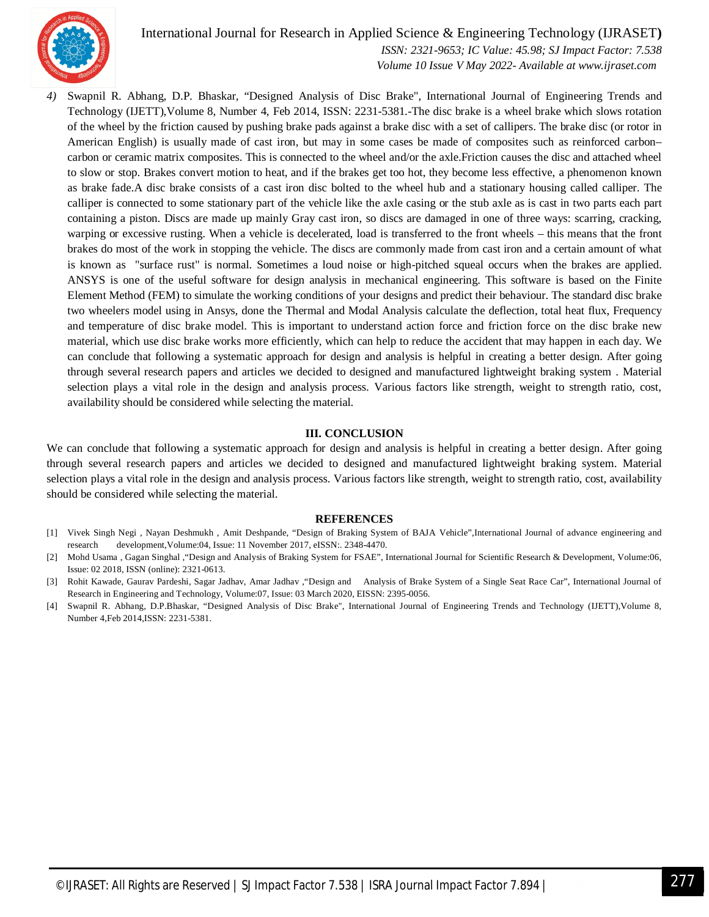4) Swapnil R. Abhang, D.P. Bhaskar, "Designed Analysis of Disc Brake", International Journal of Engineering Trends and Technology (IJETT),Volume 8, Number 4, Feb 2014, ISSN: 2231-5381.-The disc brake is a wheel brake which slows rotation of the wheel by the friction caused by pushing brake pads against a brake disc with a set of callipers. The brake disc (or rotor in American English) is usually made of cast iron, but may in some cases be made of composites such as reinforced carbon–carbon or ceramic matrix composites. This is connected to the wheel and/or the axle.Friction causes the disc and attached wheel to slow or stop. Brakes convert motion to heat, and if the brakes get too hot, they become less effective, a phenomenon known as brake fade.A disc brake consists of a cast iron disc bolted to the wheel hub and a stationary housing called calliper. The calliper is connected to some stationary part of the vehicle like the axle casing or the stub axle as is cast in two parts each part containing a piston. Discs are made up mainly Gray cast iron, so discs are damaged in one of three ways: scarring, cracking, warping or excessive rusting. When a vehicle is decelerated, load is transferred to the front wheels – this means that the front brakes do most of the work in stopping the vehicle. The discs are commonly made from cast iron and a certain amount of what is known as "surface rust" is normal. Sometimes a loud noise or high-pitched squeal occurs when the brakes are applied. ANSYS is one of the useful software for design analysis in mechanical engineering. This software is based on the Finite Element Method (FEM) to simulate the working conditions of your designs and predict their behaviour. The standard disc brake two wheelers model using in Ansys, done the Thermal and Modal Analysis calculate the deflection, total heat flux, Frequency and temperature of disc brake model. This is important to understand action force and friction force on the disc brake new material, which use disc brake works more efficiently, which can help to reduce the accident that may happen in each day. We can conclude that following a systematic approach for design and analysis is helpful in creating a better design. After going through several research papers and articles we decided to designed and manufactured lightweight braking system . Material selection plays a vital role in the design and analysis process. Various factors like strength, weight to strength ratio, cost, availability should be considered while selecting the material.

## III. CONCLUSION

We can conclude that following a systematic approach for design and analysis is helpful in creating a better design. After going through several research papers and articles we decided to designed and manufactured lightweight braking system. Material selection plays a vital role in the design and analysis process. Various factors like strength, weight to strength ratio, cost, availability should be considered while selecting the material.

## REFERENCES

[1] Vivek Singh Negi , Nayan Deshmukh , Amit Deshpande, "Design of Braking System of BAJA Vehicle",International Journal of advance engineering and research development,Volume:04, Issue: 11 November 2017, eISSN:. 2348-4470.

[2] Mohd Usama , Gagan Singhal ,"Design and Analysis of Braking System for FSAE", International Journal for Scientific Research & Development, Volume:06, Issue: 02 2018, ISSN (online): 2321-0613.

[3] Rohit Kawade, Gaurav Pardeshi, Sagar Jadhav, Amar Jadhav ,"Design and Analysis of Brake System of a Single Seat Race Car", International Journal of Research in Engineering and Technology, Volume:07, Issue: 03 March 2020, EISSN: 2395-0056.

[4] Swapnil R. Abhang, D.P.Bhaskar, "Designed Analysis of Disc Brake", International Journal of Engineering Trends and Technology (IJETT),Volume 8, Number 4,Feb 2014,ISSN: 2231-5381.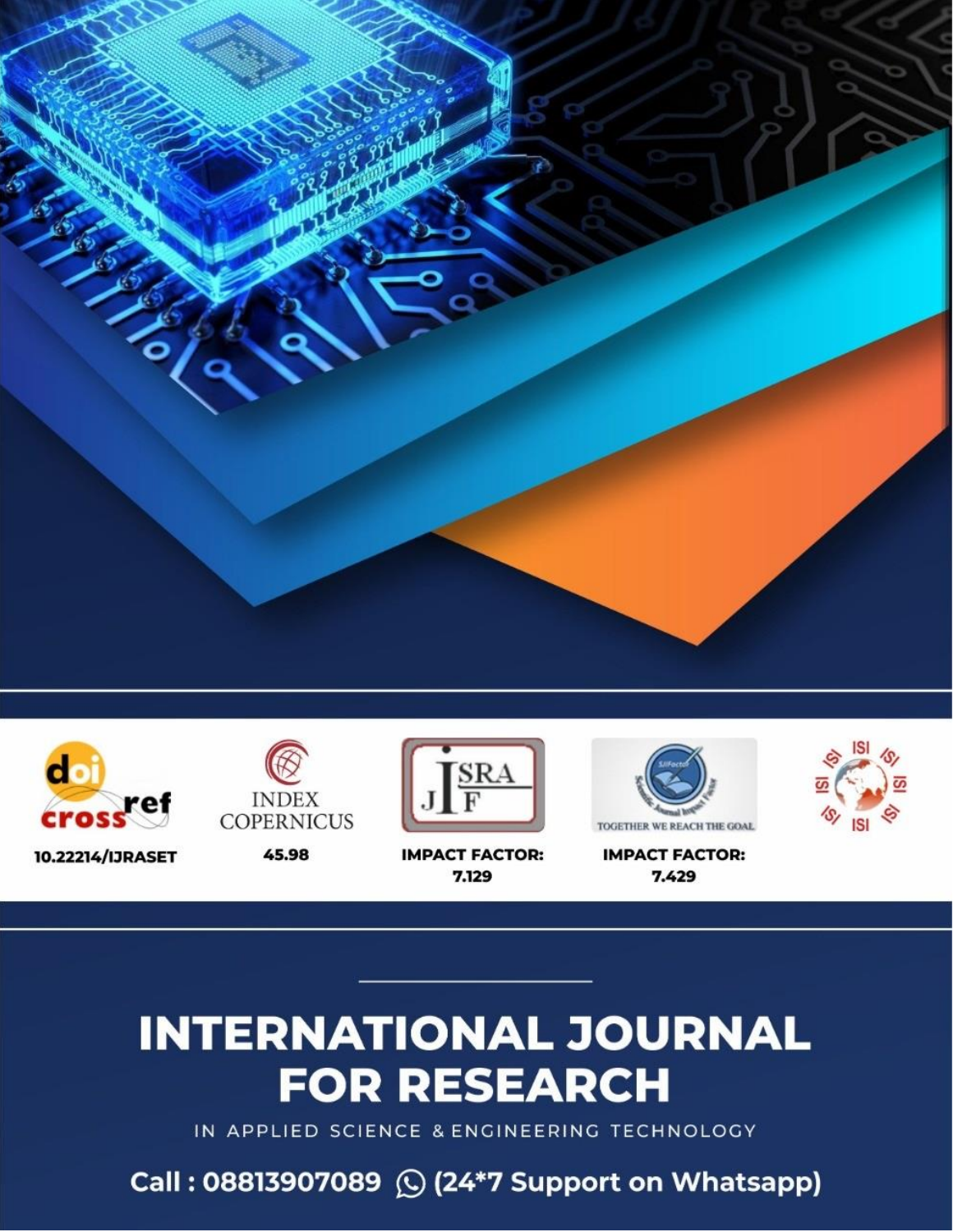10.22214/IJRASET

45.98

IMPACT FACTOR: 7.129

IMPACT FACTOR: 7.429

# INTERNATIONAL JOURNAL FOR RESEARCH

IN APPLIED SCIENCE & ENGINEERING TECHNOLOGY

Call : 08813907089 (24*7 Support on Whatsapp)